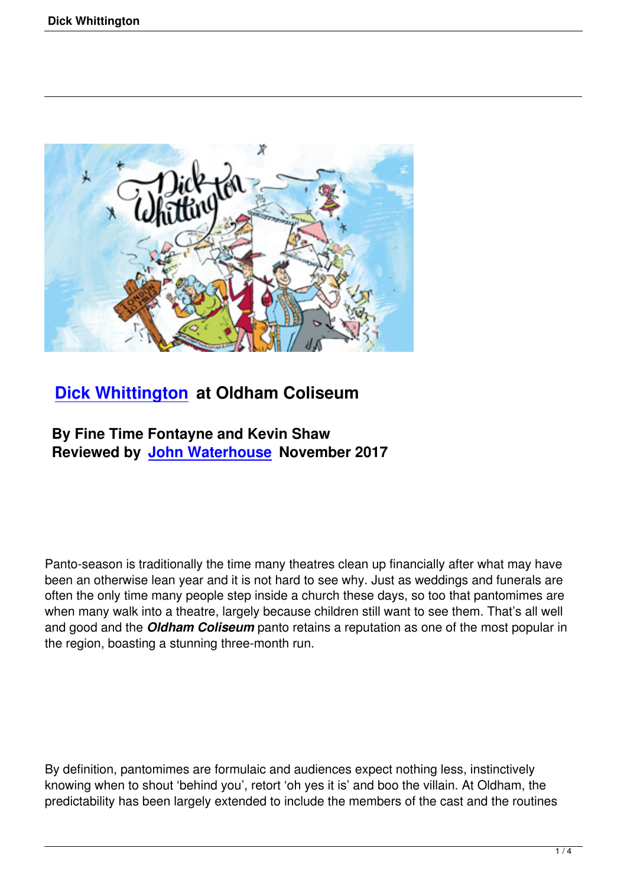## Dick Whittington at Oldham Coliseum

**By Fine Time Fontayne and Kevin Shaw**
**Reviewed by John Waterhouse November 2017**

Panto-season is traditionally the time many theatres clean up financially after what may have been an otherwise lean year and it is not hard to see why. Just as weddings and funerals are often the only time many people step inside a church these days, so too that pantomimes are when many walk into a theatre, largely because children still want to see them. That's all well and good and the ***Oldham Coliseum*** panto retains a reputation as one of the most popular in the region, boasting a stunning three-month run.

By definition, pantomimes are formulaic and audiences expect nothing less, instinctively knowing when to shout 'behind you', retort 'oh yes it is' and boo the villain. At Oldham, the predictability has been largely extended to include the members of the cast and the routines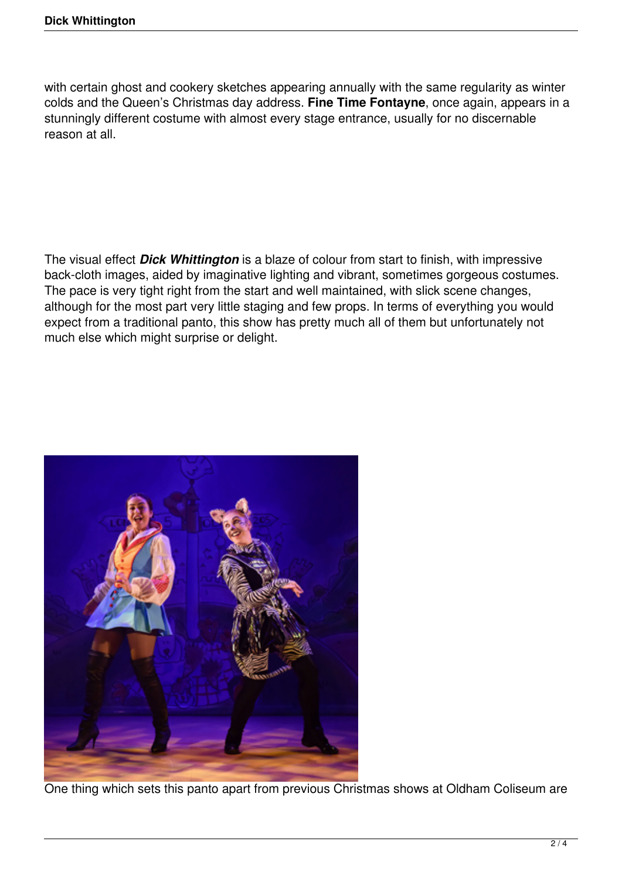with certain ghost and cookery sketches appearing annually with the same regularity as winter colds and the Queen's Christmas day address. **Fine Time Fontayne**, once again, appears in a stunningly different costume with almost every stage entrance, usually for no discernable reason at all.

The visual effect ***Dick Whittington*** is a blaze of colour from start to finish, with impressive back-cloth images, aided by imaginative lighting and vibrant, sometimes gorgeous costumes. The pace is very tight right from the start and well maintained, with slick scene changes, although for the most part very little staging and few props. In terms of everything you would expect from a traditional panto, this show has pretty much all of them but unfortunately not much else which might surprise or delight.

One thing which sets this panto apart from previous Christmas shows at Oldham Coliseum are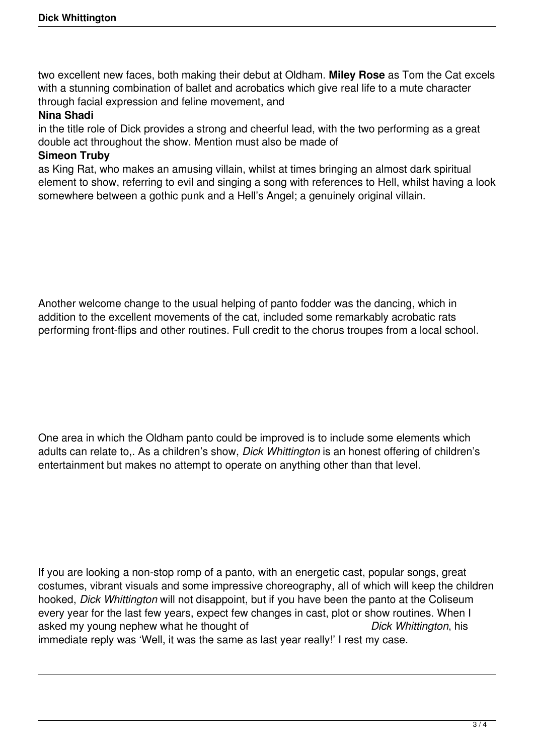two excellent new faces, both making their debut at Oldham. **Miley Rose** as Tom the Cat excels with a stunning combination of ballet and acrobatics which give real life to a mute character through facial expression and feline movement, and **Nina Shadi** in the title role of Dick provides a strong and cheerful lead, with the two performing as a great double act throughout the show. Mention must also be made of **Simeon Truby** as King Rat, who makes an amusing villain, whilst at times bringing an almost dark spiritual element to show, referring to evil and singing a song with references to Hell, whilst having a look somewhere between a gothic punk and a Hell's Angel; a genuinely original villain.

Another welcome change to the usual helping of panto fodder was the dancing, which in addition to the excellent movements of the cat, included some remarkably acrobatic rats performing front-flips and other routines. Full credit to the chorus troupes from a local school.

One area in which the Oldham panto could be improved is to include some elements which adults can relate to,. As a children's show, *Dick Whittington* is an honest offering of children's entertainment but makes no attempt to operate on anything other than that level.

If you are looking a non-stop romp of a panto, with an energetic cast, popular songs, great costumes, vibrant visuals and some impressive choreography, all of which will keep the children hooked, *Dick Whittington* will not disappoint, but if you have been the panto at the Coliseum every year for the last few years, expect few changes in cast, plot or show routines. When I asked my young nephew what he thought of *Dick Whittington*, his immediate reply was 'Well, it was the same as last year really!' I rest my case.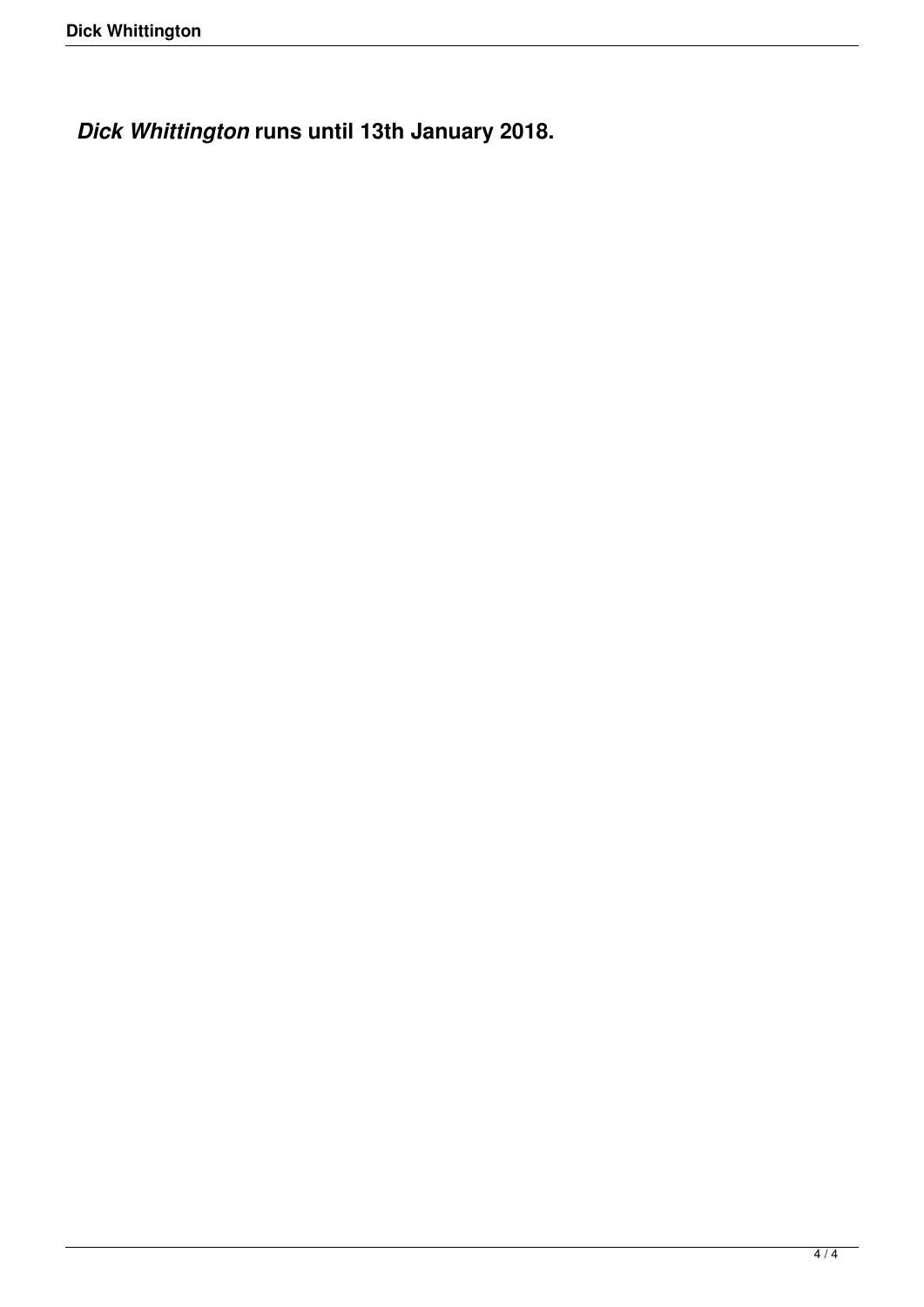***Dick Whittington*** **runs until 13th January 2018.**